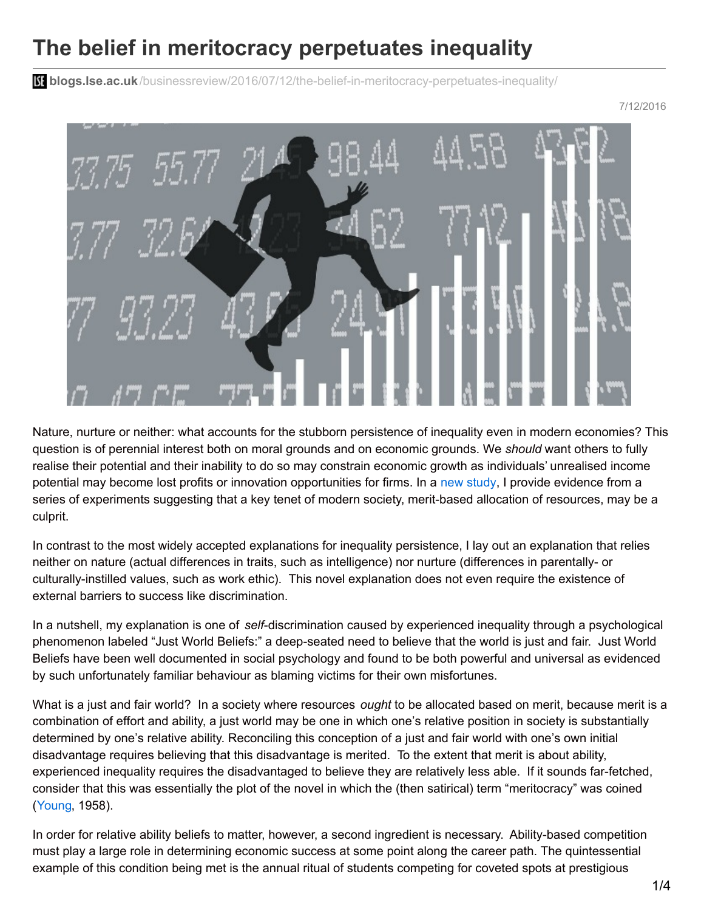# The belief in meritocracy perpetuates inequality

blogs.lse.ac.uk/businessreview/2016/07/12/the-belief-in-meritocracy-perpetuates-inequality/

7/12/2016

Nature, nurture or neither: what accounts for the stubborn persistence of inequality even in modern economies? This question is of perennial interest both on moral grounds and on economic grounds. We *should* want others to fully realise their potential and their inability to do so may constrain economic growth as individuals' unrealised income potential may become lost profits or innovation opportunities for firms. In a new study, I provide evidence from a series of experiments suggesting that a key tenet of modern society, merit-based allocation of resources, may be a culprit.

In contrast to the most widely accepted explanations for inequality persistence, I lay out an explanation that relies neither on nature (actual differences in traits, such as intelligence) nor nurture (differences in parentally- or culturally-instilled values, such as work ethic). This novel explanation does not even require the existence of external barriers to success like discrimination.

In a nutshell, my explanation is one of *self*-discrimination caused by experienced inequality through a psychological phenomenon labeled "Just World Beliefs:" a deep-seated need to believe that the world is just and fair. Just World Beliefs have been well documented in social psychology and found to be both powerful and universal as evidenced by such unfortunately familiar behaviour as blaming victims for their own misfortunes.

What is a just and fair world? In a society where resources *ought* to be allocated based on merit, because merit is a combination of effort and ability, a just world may be one in which one's relative position in society is substantially determined by one's relative ability. Reconciling this conception of a just and fair world with one's own initial disadvantage requires believing that this disadvantage is merited. To the extent that merit is about ability, experienced inequality requires the disadvantaged to believe they are relatively less able. If it sounds far-fetched, consider that this was essentially the plot of the novel in which the (then satirical) term "meritocracy" was coined (Young, 1958).

In order for relative ability beliefs to matter, however, a second ingredient is necessary. Ability-based competition must play a large role in determining economic success at some point along the career path. The quintessential example of this condition being met is the annual ritual of students competing for coveted spots at prestigious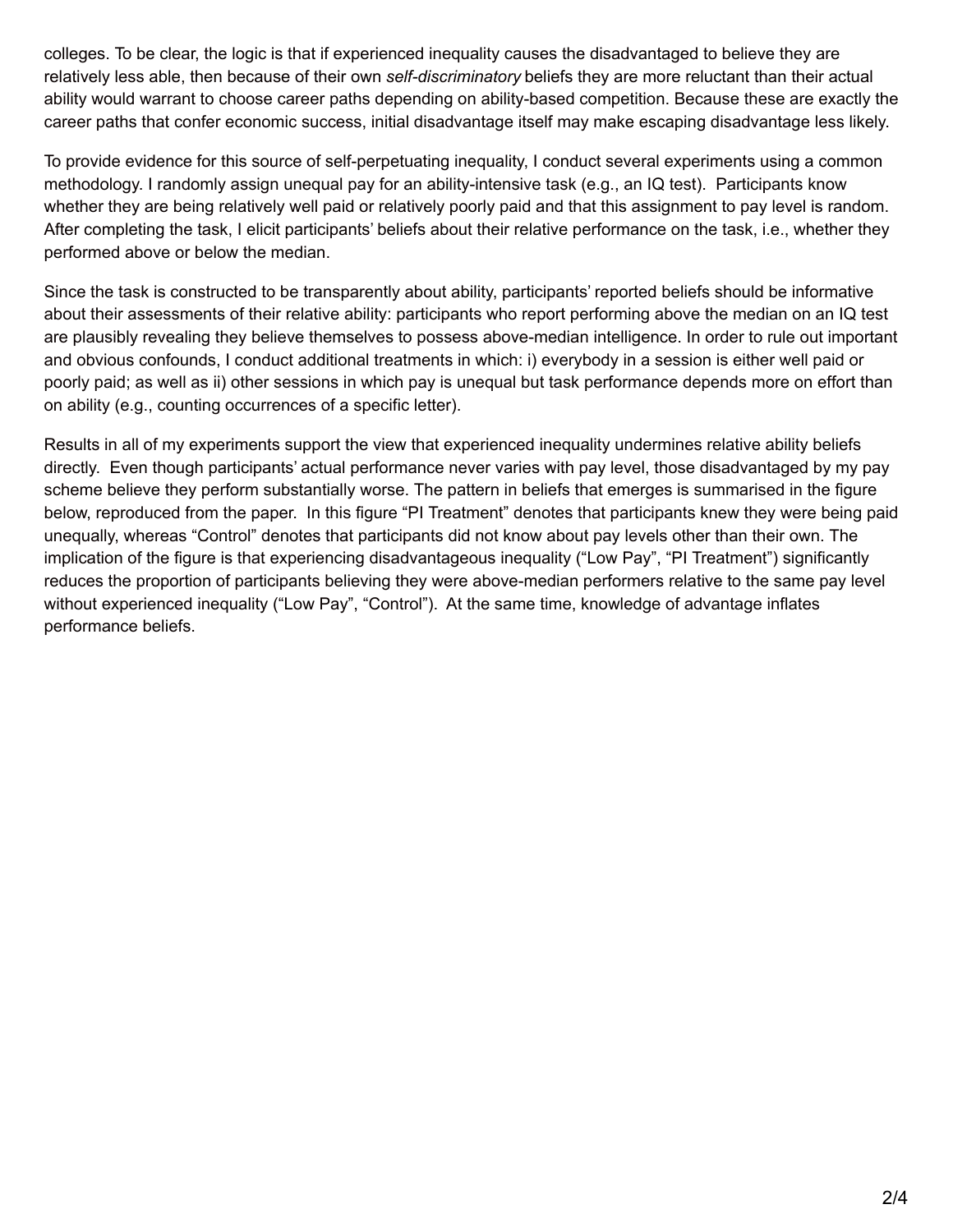colleges. To be clear, the logic is that if experienced inequality causes the disadvantaged to believe they are relatively less able, then because of their own *self-discriminatory* beliefs they are more reluctant than their actual ability would warrant to choose career paths depending on ability-based competition. Because these are exactly the career paths that confer economic success, initial disadvantage itself may make escaping disadvantage less likely.

To provide evidence for this source of self-perpetuating inequality, I conduct several experiments using a common methodology. I randomly assign unequal pay for an ability-intensive task (e.g., an IQ test). Participants know whether they are being relatively well paid or relatively poorly paid and that this assignment to pay level is random. After completing the task, I elicit participants' beliefs about their relative performance on the task, i.e., whether they performed above or below the median.

Since the task is constructed to be transparently about ability, participants' reported beliefs should be informative about their assessments of their relative ability: participants who report performing above the median on an IQ test are plausibly revealing they believe themselves to possess above-median intelligence. In order to rule out important and obvious confounds, I conduct additional treatments in which: i) everybody in a session is either well paid or poorly paid; as well as ii) other sessions in which pay is unequal but task performance depends more on effort than on ability (e.g., counting occurrences of a specific letter).

Results in all of my experiments support the view that experienced inequality undermines relative ability beliefs directly. Even though participants' actual performance never varies with pay level, those disadvantaged by my pay scheme believe they perform substantially worse. The pattern in beliefs that emerges is summarised in the figure below, reproduced from the paper. In this figure "PI Treatment" denotes that participants knew they were being paid unequally, whereas "Control" denotes that participants did not know about pay levels other than their own. The implication of the figure is that experiencing disadvantageous inequality ("Low Pay", "PI Treatment") significantly reduces the proportion of participants believing they were above-median performers relative to the same pay level without experienced inequality ("Low Pay", "Control"). At the same time, knowledge of advantage inflates performance beliefs.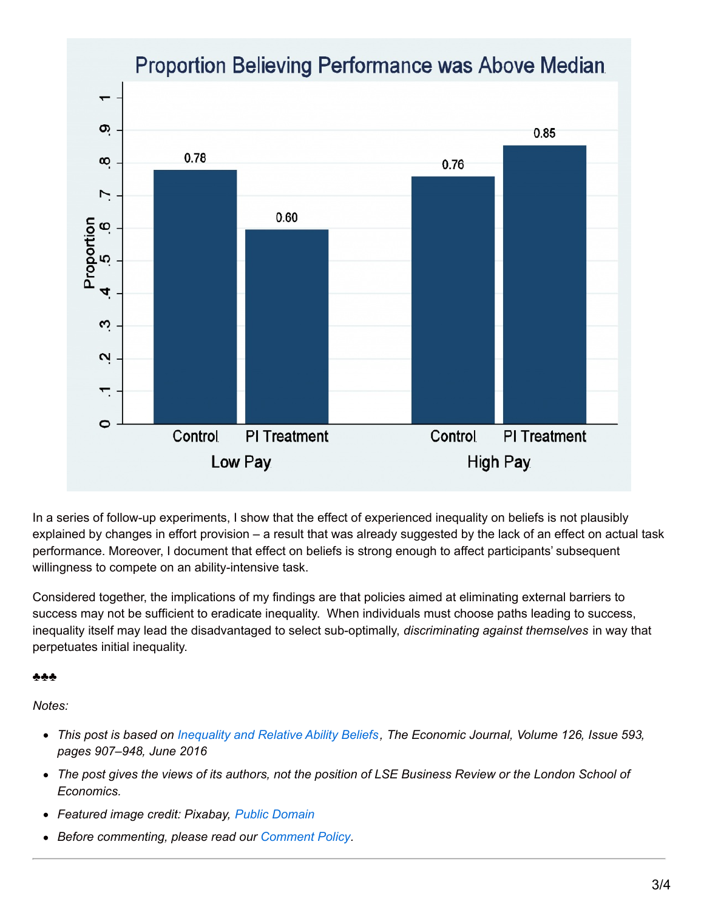In a series of follow-up experiments, I show that the effect of experienced inequality on beliefs is not plausibly explained by changes in effort provision – a result that was already suggested by the lack of an effect on actual task performance. Moreover, I document that effect on beliefs is strong enough to affect participants' subsequent willingness to compete on an ability-intensive task.

Considered together, the implications of my findings are that policies aimed at eliminating external barriers to success may not be sufficient to eradicate inequality. When individuals must choose paths leading to success, inequality itself may lead the disadvantaged to select sub-optimally, *discriminating against themselves* in way that perpetuates initial inequality.

♣♣♣

*Notes:*

- *This post is based on [Inequality and Relative Ability Beliefs](), The Economic Journal, Volume 126, Issue 593, pages 907–948, June 2016*
- *The post gives the views of its authors, not the position of LSE Business Review or the London School of Economics.*
- *Featured image credit: Pixabay, [Public Domain]()*
- *Before commenting, please read our [Comment Policy]().*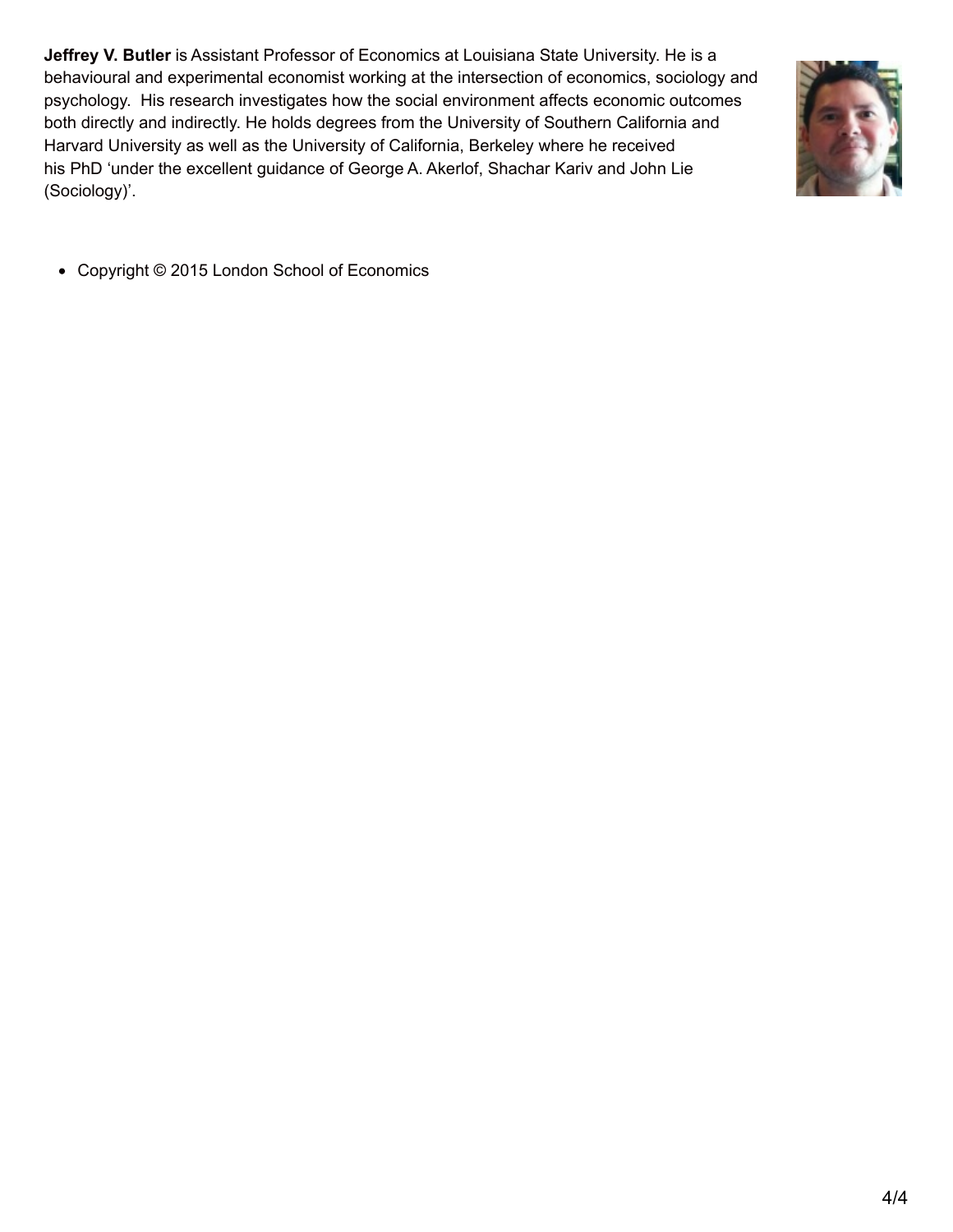**Jeffrey V. Butler** is Assistant Professor of Economics at Louisiana State University. He is a behavioural and experimental economist working at the intersection of economics, sociology and psychology. His research investigates how the social environment affects economic outcomes both directly and indirectly. He holds degrees from the University of Southern California and Harvard University as well as the University of California, Berkeley where he received his PhD 'under the excellent guidance of George A. Akerlof, Shachar Kariv and John Lie (Sociology)'.

- Copyright © 2015 London School of Economics